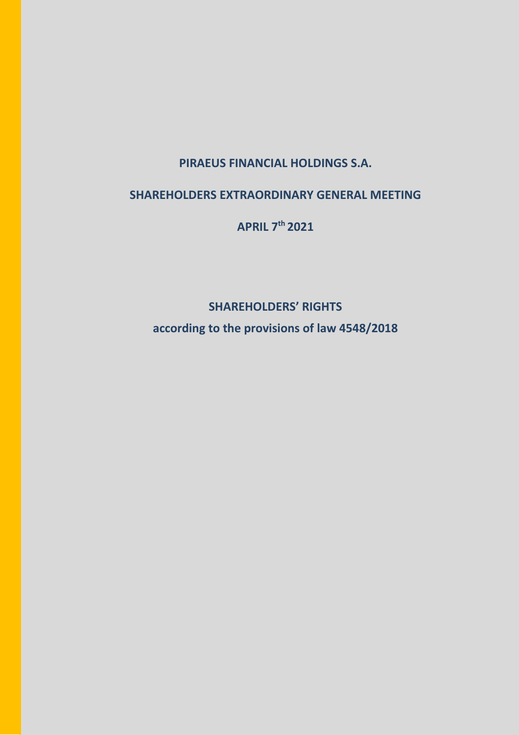# PIRAEUS FINANCIAL HOLDINGS S.A.

## SHAREHOLDERS EXTRAORDINARY GENERAL MEETING

## APRIL 7th 2021

## SHAREHOLDERS' RIGHTS

### according to the provisions of law 4548/2018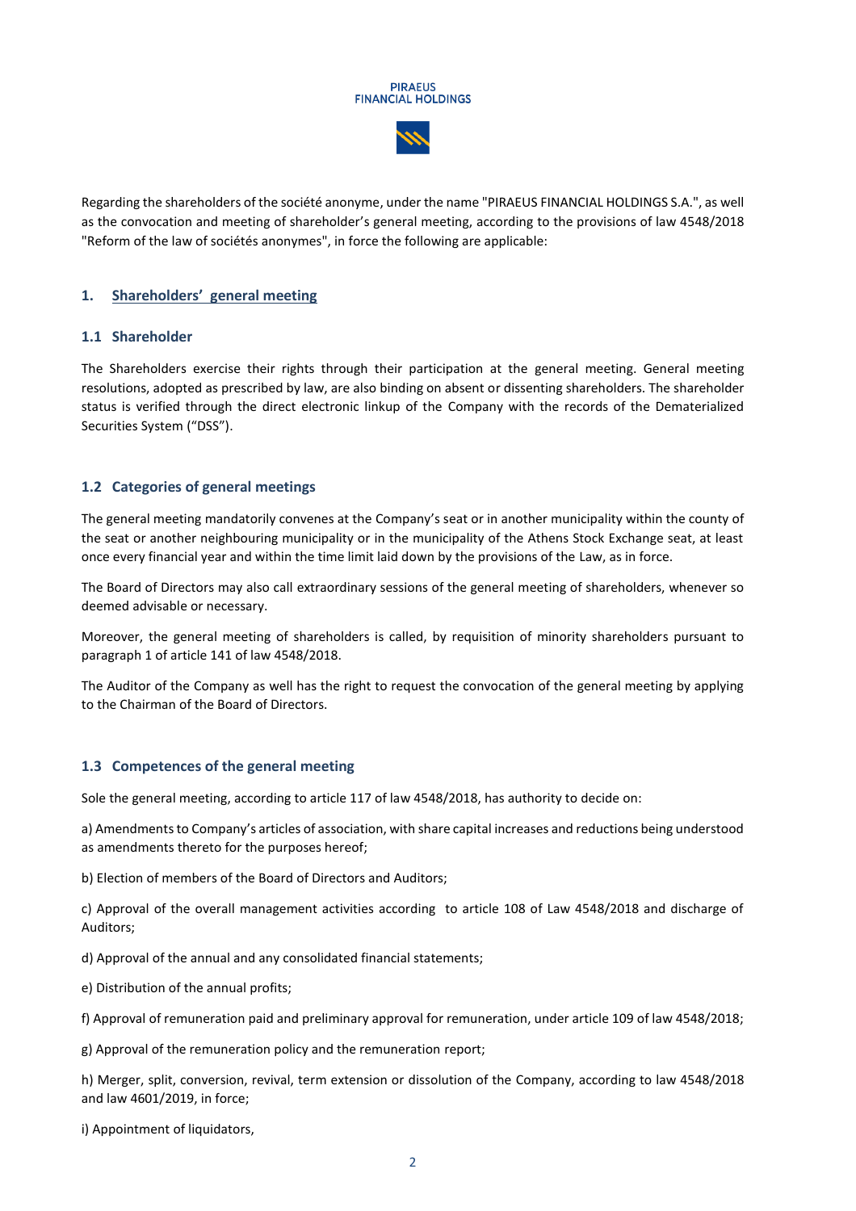Regarding the shareholders of the société anonyme, under the name "PIRAEUS FINANCIAL HOLDINGS S.A.", as well as the convocation and meeting of shareholder's general meeting, according to the provisions of law 4548/2018 "Reform of the law of sociétés anonymes", in force the following are applicable:

## 1. Shareholders' general meeting

### 1.1 Shareholder

The Shareholders exercise their rights through their participation at the general meeting. General meeting resolutions, adopted as prescribed by law, are also binding on absent or dissenting shareholders. The shareholder status is verified through the direct electronic linkup of the Company with the records of the Dematerialized Securities System ("DSS").

### 1.2 Categories of general meetings

The general meeting mandatorily convenes at the Company's seat or in another municipality within the county of the seat or another neighbouring municipality or in the municipality of the Athens Stock Exchange seat, at least once every financial year and within the time limit laid down by the provisions of the Law, as in force.

The Board of Directors may also call extraordinary sessions of the general meeting of shareholders, whenever so deemed advisable or necessary.

Moreover, the general meeting of shareholders is called, by requisition of minority shareholders pursuant to paragraph 1 of article 141 of law 4548/2018.

The Auditor of the Company as well has the right to request the convocation of the general meeting by applying to the Chairman of the Board of Directors.

### 1.3 Competences of the general meeting

Sole the general meeting, according to article 117 of law 4548/2018, has authority to decide on:

a) Amendments to Company's articles of association, with share capital increases and reductions being understood as amendments thereto for the purposes hereof;

b) Election of members of the Board of Directors and Auditors;

c) Approval of the overall management activities according to article 108 of Law 4548/2018 and discharge of Auditors;

d) Approval of the annual and any consolidated financial statements;

e) Distribution of the annual profits;

f) Approval of remuneration paid and preliminary approval for remuneration, under article 109 of law 4548/2018;

g) Approval of the remuneration policy and the remuneration report;

h) Merger, split, conversion, revival, term extension or dissolution of the Company, according to law 4548/2018 and law 4601/2019, in force;

i) Appointment of liquidators,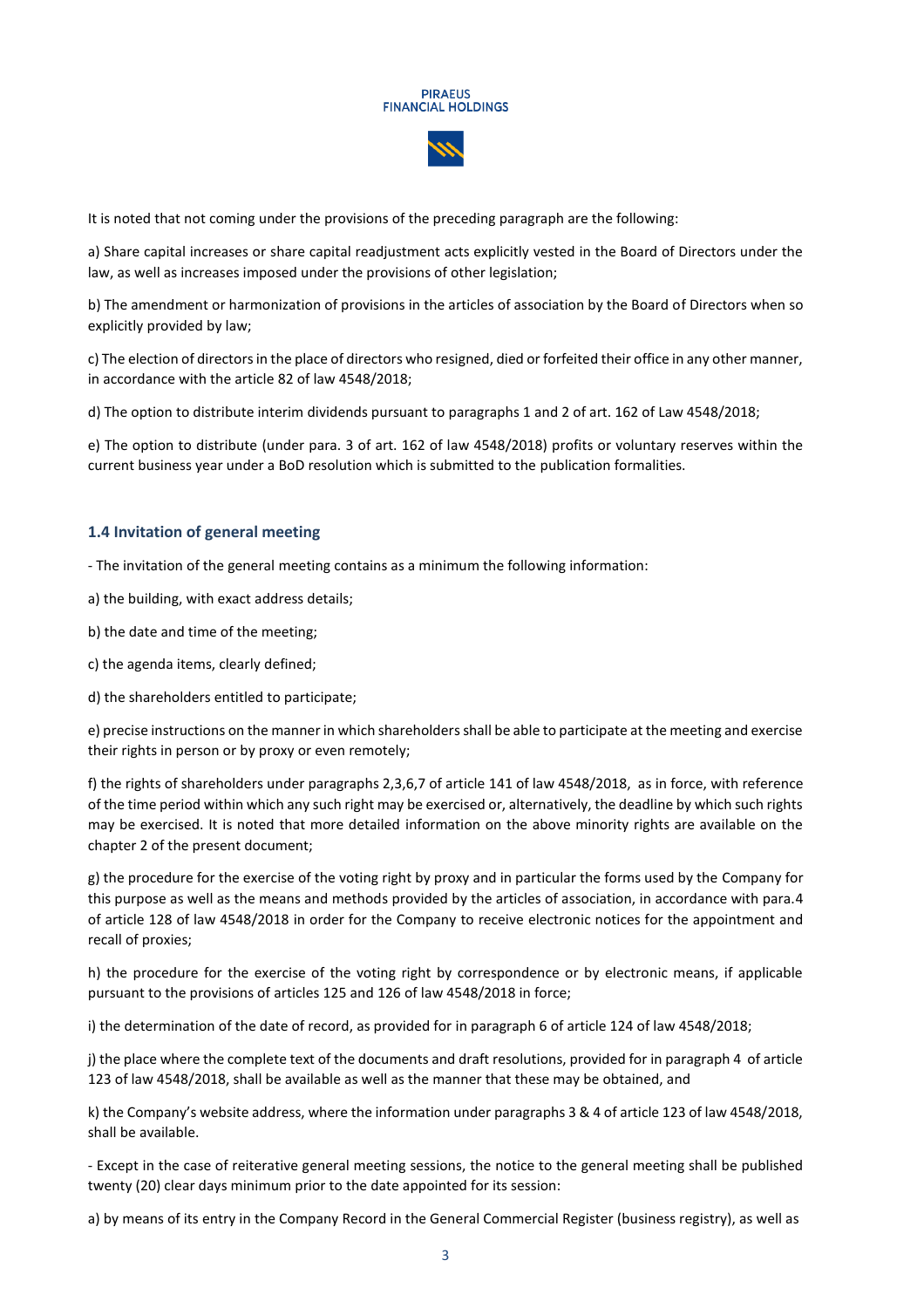It is noted that not coming under the provisions of the preceding paragraph are the following:

a) Share capital increases or share capital readjustment acts explicitly vested in the Board of Directors under the law, as well as increases imposed under the provisions of other legislation;

b) The amendment or harmonization of provisions in the articles of association by the Board of Directors when so explicitly provided by law;

c) The election of directors in the place of directors who resigned, died or forfeited their office in any other manner, in accordance with the article 82 of law 4548/2018;

d) The option to distribute interim dividends pursuant to paragraphs 1 and 2 of art. 162 of Law 4548/2018;

e) The option to distribute (under para. 3 of art. 162 of law 4548/2018) profits or voluntary reserves within the current business year under a BoD resolution which is submitted to the publication formalities.

### 1.4 Invitation of general meeting

- The invitation of the general meeting contains as a minimum the following information:

a) the building, with exact address details;

b) the date and time of the meeting;

c) the agenda items, clearly defined;

d) the shareholders entitled to participate;

e) precise instructions on the manner in which shareholders shall be able to participate at the meeting and exercise their rights in person or by proxy or even remotely;

f) the rights of shareholders under paragraphs 2,3,6,7 of article 141 of law 4548/2018, as in force, with reference of the time period within which any such right may be exercised or, alternatively, the deadline by which such rights may be exercised. It is noted that more detailed information on the above minority rights are available on the chapter 2 of the present document;

g) the procedure for the exercise of the voting right by proxy and in particular the forms used by the Company for this purpose as well as the means and methods provided by the articles of association, in accordance with para.4 of article 128 of law 4548/2018 in order for the Company to receive electronic notices for the appointment and recall of proxies;

h) the procedure for the exercise of the voting right by correspondence or by electronic means, if applicable pursuant to the provisions of articles 125 and 126 of law 4548/2018 in force;

i) the determination of the date of record, as provided for in paragraph 6 of article 124 of law 4548/2018;

j) the place where the complete text of the documents and draft resolutions, provided for in paragraph 4 of article 123 of law 4548/2018, shall be available as well as the manner that these may be obtained, and

k) the Company's website address, where the information under paragraphs 3 & 4 of article 123 of law 4548/2018, shall be available.

- Except in the case of reiterative general meeting sessions, the notice to the general meeting shall be published twenty (20) clear days minimum prior to the date appointed for its session:

a) by means of its entry in the Company Record in the General Commercial Register (business registry), as well as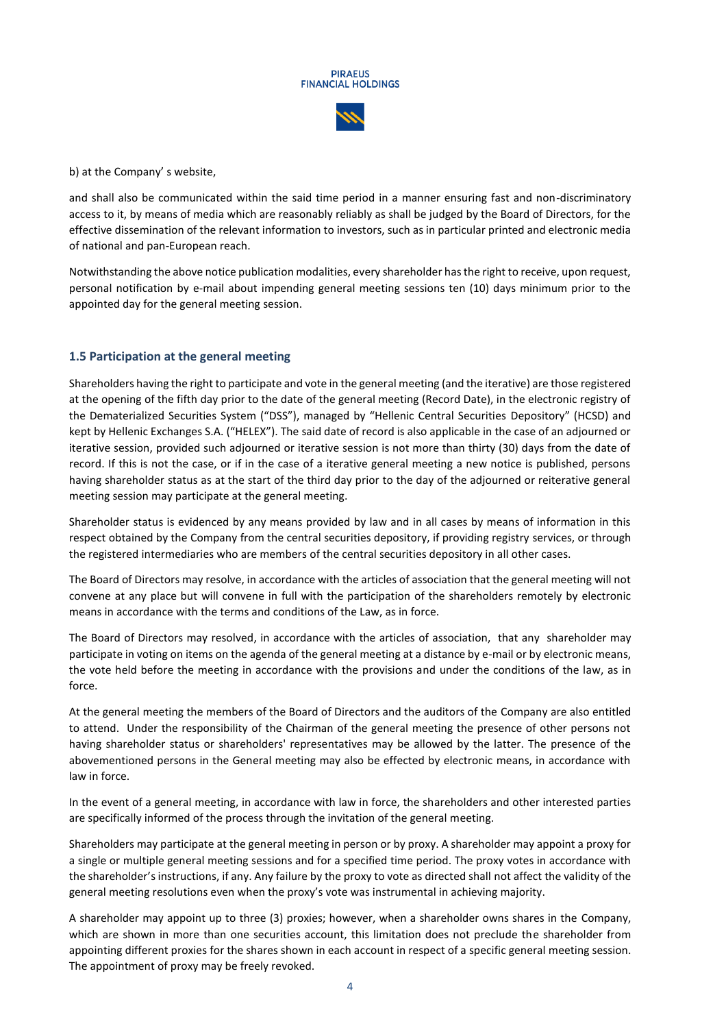b) at the Company' s website,

and shall also be communicated within the said time period in a manner ensuring fast and non-discriminatory access to it, by means of media which are reasonably reliably as shall be judged by the Board of Directors, for the effective dissemination of the relevant information to investors, such as in particular printed and electronic media of national and pan-European reach.

Notwithstanding the above notice publication modalities, every shareholder has the right to receive, upon request, personal notification by e-mail about impending general meeting sessions ten (10) days minimum prior to the appointed day for the general meeting session.

### 1.5 Participation at the general meeting

Shareholders having the right to participate and vote in the general meeting (and the iterative) are those registered at the opening of the fifth day prior to the date of the general meeting (Record Date), in the electronic registry of the Dematerialized Securities System ("DSS"), managed by "Hellenic Central Securities Depository" (HCSD) and kept by Hellenic Exchanges S.A. ("HELEX"). The said date of record is also applicable in the case of an adjourned or iterative session, provided such adjourned or iterative session is not more than thirty (30) days from the date of record. If this is not the case, or if in the case of a iterative general meeting a new notice is published, persons having shareholder status as at the start of the third day prior to the day of the adjourned or reiterative general meeting session may participate at the general meeting.

Shareholder status is evidenced by any means provided by law and in all cases by means of information in this respect obtained by the Company from the central securities depository, if providing registry services, or through the registered intermediaries who are members of the central securities depository in all other cases.

The Board of Directors may resolve, in accordance with the articles of association that the general meeting will not convene at any place but will convene in full with the participation of the shareholders remotely by electronic means in accordance with the terms and conditions of the Law, as in force.

The Board of Directors may resolved, in accordance with the articles of association, that any shareholder may participate in voting on items on the agenda of the general meeting at a distance by e-mail or by electronic means, the vote held before the meeting in accordance with the provisions and under the conditions of the law, as in force.

At the general meeting the members of the Board of Directors and the auditors of the Company are also entitled to attend. Under the responsibility of the Chairman of the general meeting the presence of other persons not having shareholder status or shareholders' representatives may be allowed by the latter. The presence of the abovementioned persons in the General meeting may also be effected by electronic means, in accordance with law in force.

In the event of a general meeting, in accordance with law in force, the shareholders and other interested parties are specifically informed of the process through the invitation of the general meeting.

Shareholders may participate at the general meeting in person or by proxy. A shareholder may appoint a proxy for a single or multiple general meeting sessions and for a specified time period. The proxy votes in accordance with the shareholder's instructions, if any. Any failure by the proxy to vote as directed shall not affect the validity of the general meeting resolutions even when the proxy's vote was instrumental in achieving majority.

A shareholder may appoint up to three (3) proxies; however, when a shareholder owns shares in the Company, which are shown in more than one securities account, this limitation does not preclude the shareholder from appointing different proxies for the shares shown in each account in respect of a specific general meeting session. The appointment of proxy may be freely revoked.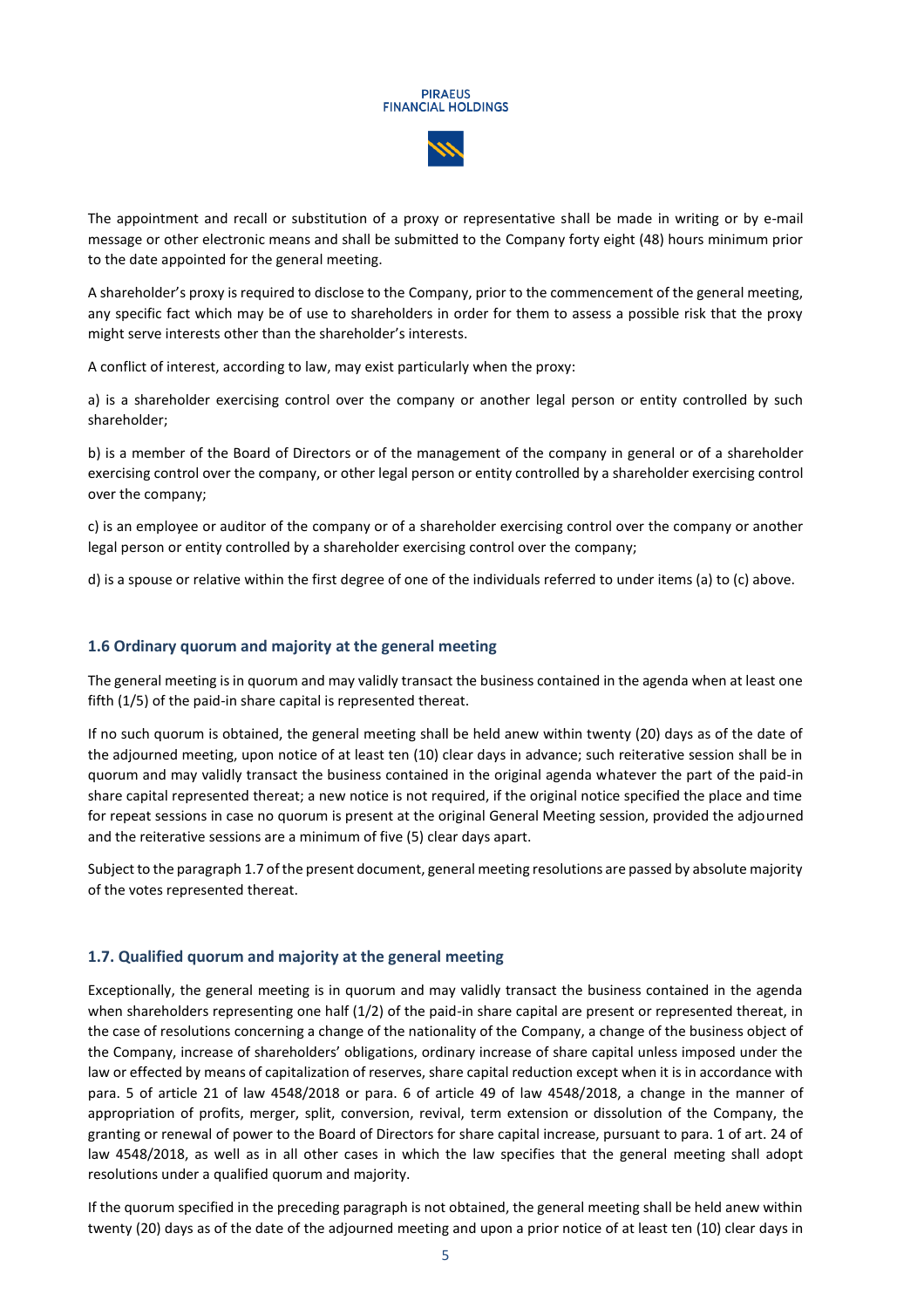The appointment and recall or substitution of a proxy or representative shall be made in writing or by e-mail message or other electronic means and shall be submitted to the Company forty eight (48) hours minimum prior to the date appointed for the general meeting.

A shareholder's proxy is required to disclose to the Company, prior to the commencement of the general meeting, any specific fact which may be of use to shareholders in order for them to assess a possible risk that the proxy might serve interests other than the shareholder's interests.

A conflict of interest, according to law, may exist particularly when the proxy:

a) is a shareholder exercising control over the company or another legal person or entity controlled by such shareholder;

b) is a member of the Board of Directors or of the management of the company in general or of a shareholder exercising control over the company, or other legal person or entity controlled by a shareholder exercising control over the company;

c) is an employee or auditor of the company or of a shareholder exercising control over the company or another legal person or entity controlled by a shareholder exercising control over the company;

d) is a spouse or relative within the first degree of one of the individuals referred to under items (a) to (c) above.

### 1.6 Ordinary quorum and majority at the general meeting

The general meeting is in quorum and may validly transact the business contained in the agenda when at least one fifth (1/5) of the paid-in share capital is represented thereat.

If no such quorum is obtained, the general meeting shall be held anew within twenty (20) days as of the date of the adjourned meeting, upon notice of at least ten (10) clear days in advance; such reiterative session shall be in quorum and may validly transact the business contained in the original agenda whatever the part of the paid-in share capital represented thereat; a new notice is not required, if the original notice specified the place and time for repeat sessions in case no quorum is present at the original General Meeting session, provided the adjourned and the reiterative sessions are a minimum of five (5) clear days apart.

Subject to the paragraph 1.7 of the present document, general meeting resolutions are passed by absolute majority of the votes represented thereat.

### 1.7. Qualified quorum and majority at the general meeting

Exceptionally, the general meeting is in quorum and may validly transact the business contained in the agenda when shareholders representing one half (1/2) of the paid-in share capital are present or represented thereat, in the case of resolutions concerning a change of the nationality of the Company, a change of the business object of the Company, increase of shareholders' obligations, ordinary increase of share capital unless imposed under the law or effected by means of capitalization of reserves, share capital reduction except when it is in accordance with para. 5 of article 21 of law 4548/2018 or para. 6 of article 49 of law 4548/2018, a change in the manner of appropriation of profits, merger, split, conversion, revival, term extension or dissolution of the Company, the granting or renewal of power to the Board of Directors for share capital increase, pursuant to para. 1 of art. 24 of law 4548/2018, as well as in all other cases in which the law specifies that the general meeting shall adopt resolutions under a qualified quorum and majority.

If the quorum specified in the preceding paragraph is not obtained, the general meeting shall be held anew within twenty (20) days as of the date of the adjourned meeting and upon a prior notice of at least ten (10) clear days in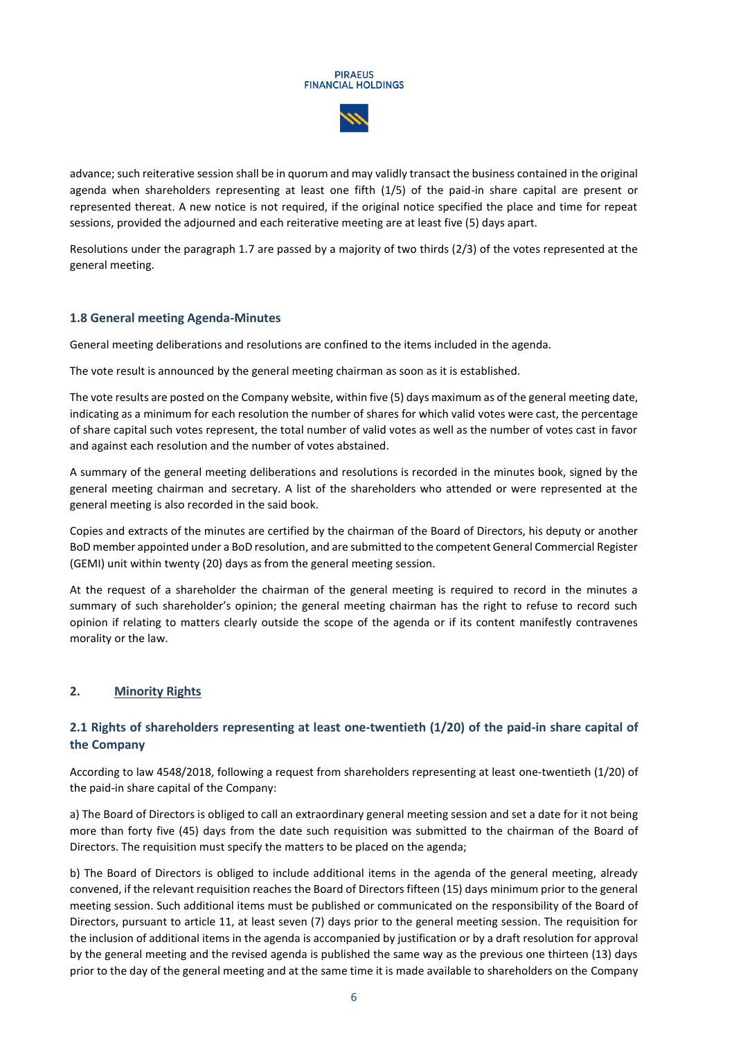advance; such reiterative session shall be in quorum and may validly transact the business contained in the original agenda when shareholders representing at least one fifth (1/5) of the paid-in share capital are present or represented thereat. A new notice is not required, if the original notice specified the place and time for repeat sessions, provided the adjourned and each reiterative meeting are at least five (5) days apart.

Resolutions under the paragraph 1.7 are passed by a majority of two thirds (2/3) of the votes represented at the general meeting.

### 1.8 General meeting Agenda-Minutes

General meeting deliberations and resolutions are confined to the items included in the agenda.

The vote result is announced by the general meeting chairman as soon as it is established.

The vote results are posted on the Company website, within five (5) days maximum as of the general meeting date, indicating as a minimum for each resolution the number of shares for which valid votes were cast, the percentage of share capital such votes represent, the total number of valid votes as well as the number of votes cast in favor and against each resolution and the number of votes abstained.

A summary of the general meeting deliberations and resolutions is recorded in the minutes book, signed by the general meeting chairman and secretary. A list of the shareholders who attended or were represented at the general meeting is also recorded in the said book.

Copies and extracts of the minutes are certified by the chairman of the Board of Directors, his deputy or another BoD member appointed under a BoD resolution, and are submitted to the competent General Commercial Register (GEMI) unit within twenty (20) days as from the general meeting session.

At the request of a shareholder the chairman of the general meeting is required to record in the minutes a summary of such shareholder's opinion; the general meeting chairman has the right to refuse to record such opinion if relating to matters clearly outside the scope of the agenda or if its content manifestly contravenes morality or the law.

## 2. Minority Rights

### 2.1 Rights of shareholders representing at least one-twentieth (1/20) of the paid-in share capital of the Company

According to law 4548/2018, following a request from shareholders representing at least one-twentieth (1/20) of the paid-in share capital of the Company:

a) The Board of Directors is obliged to call an extraordinary general meeting session and set a date for it not being more than forty five (45) days from the date such requisition was submitted to the chairman of the Board of Directors. The requisition must specify the matters to be placed on the agenda;

b) The Board of Directors is obliged to include additional items in the agenda of the general meeting, already convened, if the relevant requisition reaches the Board of Directors fifteen (15) days minimum prior to the general meeting session. Such additional items must be published or communicated on the responsibility of the Board of Directors, pursuant to article 11, at least seven (7) days prior to the general meeting session. The requisition for the inclusion of additional items in the agenda is accompanied by justification or by a draft resolution for approval by the general meeting and the revised agenda is published the same way as the previous one thirteen (13) days prior to the day of the general meeting and at the same time it is made available to shareholders on the Company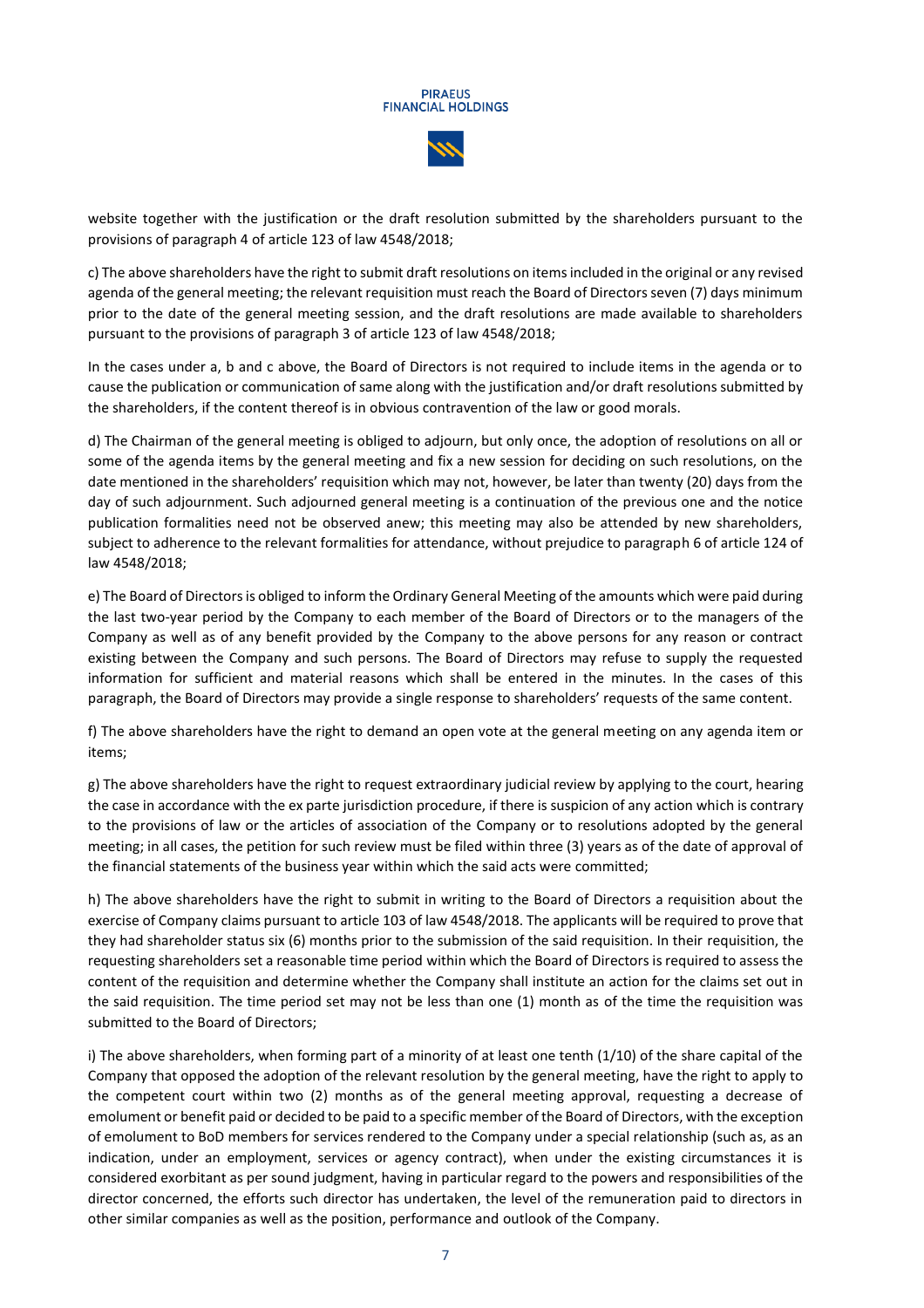website together with the justification or the draft resolution submitted by the shareholders pursuant to the provisions of paragraph 4 of article 123 of law 4548/2018;

c) The above shareholders have the right to submit draft resolutions on items included in the original or any revised agenda of the general meeting; the relevant requisition must reach the Board of Directors seven (7) days minimum prior to the date of the general meeting session, and the draft resolutions are made available to shareholders pursuant to the provisions of paragraph 3 of article 123 of law 4548/2018;

In the cases under a, b and c above, the Board of Directors is not required to include items in the agenda or to cause the publication or communication of same along with the justification and/or draft resolutions submitted by the shareholders, if the content thereof is in obvious contravention of the law or good morals.

d) The Chairman of the general meeting is obliged to adjourn, but only once, the adoption of resolutions on all or some of the agenda items by the general meeting and fix a new session for deciding on such resolutions, on the date mentioned in the shareholders' requisition which may not, however, be later than twenty (20) days from the day of such adjournment. Such adjourned general meeting is a continuation of the previous one and the notice publication formalities need not be observed anew; this meeting may also be attended by new shareholders, subject to adherence to the relevant formalities for attendance, without prejudice to paragraph 6 of article 124 of law 4548/2018;

e) The Board of Directors is obliged to inform the Ordinary General Meeting of the amounts which were paid during the last two-year period by the Company to each member of the Board of Directors or to the managers of the Company as well as of any benefit provided by the Company to the above persons for any reason or contract existing between the Company and such persons. The Board of Directors may refuse to supply the requested information for sufficient and material reasons which shall be entered in the minutes. In the cases of this paragraph, the Board of Directors may provide a single response to shareholders' requests of the same content.

f) The above shareholders have the right to demand an open vote at the general meeting on any agenda item or items;

g) The above shareholders have the right to request extraordinary judicial review by applying to the court, hearing the case in accordance with the ex parte jurisdiction procedure, if there is suspicion of any action which is contrary to the provisions of law or the articles of association of the Company or to resolutions adopted by the general meeting; in all cases, the petition for such review must be filed within three (3) years as of the date of approval of the financial statements of the business year within which the said acts were committed;

h) The above shareholders have the right to submit in writing to the Board of Directors a requisition about the exercise of Company claims pursuant to article 103 of law 4548/2018. The applicants will be required to prove that they had shareholder status six (6) months prior to the submission of the said requisition. In their requisition, the requesting shareholders set a reasonable time period within which the Board of Directors is required to assess the content of the requisition and determine whether the Company shall institute an action for the claims set out in the said requisition. The time period set may not be less than one (1) month as of the time the requisition was submitted to the Board of Directors;

i) The above shareholders, when forming part of a minority of at least one tenth (1/10) of the share capital of the Company that opposed the adoption of the relevant resolution by the general meeting, have the right to apply to the competent court within two (2) months as of the general meeting approval, requesting a decrease of emolument or benefit paid or decided to be paid to a specific member of the Board of Directors, with the exception of emolument to BoD members for services rendered to the Company under a special relationship (such as, as an indication, under an employment, services or agency contract), when under the existing circumstances it is considered exorbitant as per sound judgment, having in particular regard to the powers and responsibilities of the director concerned, the efforts such director has undertaken, the level of the remuneration paid to directors in other similar companies as well as the position, performance and outlook of the Company.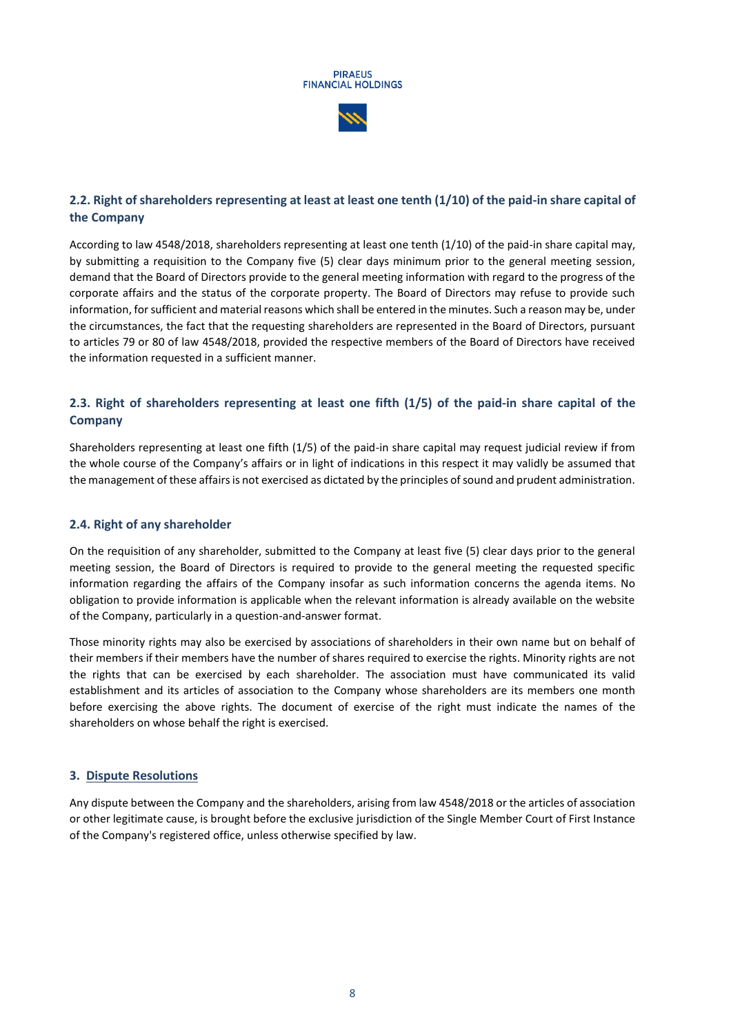### 2.2. Right of shareholders representing at least at least one tenth (1/10) of the paid-in share capital of the Company

According to law 4548/2018, shareholders representing at least one tenth (1/10) of the paid-in share capital may, by submitting a requisition to the Company five (5) clear days minimum prior to the general meeting session, demand that the Board of Directors provide to the general meeting information with regard to the progress of the corporate affairs and the status of the corporate property. The Board of Directors may refuse to provide such information, for sufficient and material reasons which shall be entered in the minutes. Such a reason may be, under the circumstances, the fact that the requesting shareholders are represented in the Board of Directors, pursuant to articles 79 or 80 of law 4548/2018, provided the respective members of the Board of Directors have received the information requested in a sufficient manner.

### 2.3. Right of shareholders representing at least one fifth (1/5) of the paid-in share capital of the Company

Shareholders representing at least one fifth (1/5) of the paid-in share capital may request judicial review if from the whole course of the Company's affairs or in light of indications in this respect it may validly be assumed that the management of these affairs is not exercised as dictated by the principles of sound and prudent administration.

### 2.4. Right of any shareholder

On the requisition of any shareholder, submitted to the Company at least five (5) clear days prior to the general meeting session, the Board of Directors is required to provide to the general meeting the requested specific information regarding the affairs of the Company insofar as such information concerns the agenda items. No obligation to provide information is applicable when the relevant information is already available on the website of the Company, particularly in a question-and-answer format.

Those minority rights may also be exercised by associations of shareholders in their own name but on behalf of their members if their members have the number of shares required to exercise the rights. Minority rights are not the rights that can be exercised by each shareholder. The association must have communicated its valid establishment and its articles of association to the Company whose shareholders are its members one month before exercising the above rights. The document of exercise of the right must indicate the names of the shareholders on whose behalf the right is exercised.

## 3. Dispute Resolutions

Any dispute between the Company and the shareholders, arising from law 4548/2018 or the articles of association or other legitimate cause, is brought before the exclusive jurisdiction of the Single Member Court of First Instance of the Company's registered office, unless otherwise specified by law.